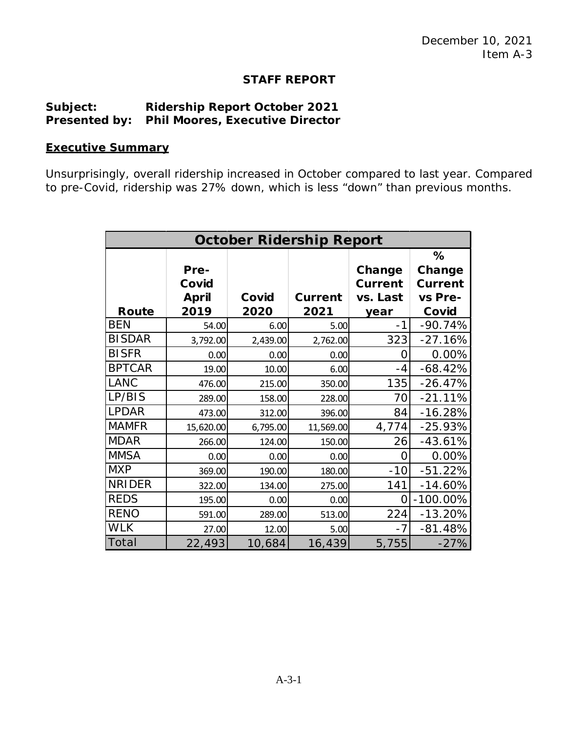December 10, 2021
Item A-3

## STAFF REPORT

**Subject:** **Ridership Report October 2021**
**Presented by:** **Phil Moores, Executive Director**

### Executive Summary

Unsurprisingly, overall ridership increased in October compared to last year. Compared to pre-Covid, ridership was 27% down, which is less "down" than previous months.

| October Ridership Report | | | | | |
|---|---|---|---|---|---|
| **Route** | **Pre-Covid April 2019** | **Covid 2020** | **Current 2021** | **Change Current vs. Last year** | **% Change Current vs Pre-Covid** |
| BEN | 54.00 | 6.00 | 5.00 | -1 | -90.74% |
| BISDAR | 3,792.00 | 2,439.00 | 2,762.00 | 323 | -27.16% |
| BISFR | 0.00 | 0.00 | 0.00 | 0 | 0.00% |
| BPTCAR | 19.00 | 10.00 | 6.00 | -4 | -68.42% |
| LANC | 476.00 | 215.00 | 350.00 | 135 | -26.47% |
| LP/BIS | 289.00 | 158.00 | 228.00 | 70 | -21.11% |
| LPDAR | 473.00 | 312.00 | 396.00 | 84 | -16.28% |
| MAMFR | 15,620.00 | 6,795.00 | 11,569.00 | 4,774 | -25.93% |
| MDAR | 266.00 | 124.00 | 150.00 | 26 | -43.61% |
| MMSA | 0.00 | 0.00 | 0.00 | 0 | 0.00% |
| MXP | 369.00 | 190.00 | 180.00 | -10 | -51.22% |
| NRIDER | 322.00 | 134.00 | 275.00 | 141 | -14.60% |
| REDS | 195.00 | 0.00 | 0.00 | 0 | -100.00% |
| RENO | 591.00 | 289.00 | 513.00 | 224 | -13.20% |
| WLK | 27.00 | 12.00 | 5.00 | -7 | -81.48% |
| Total | 22,493 | 10,684 | 16,439 | 5,755 | -27% |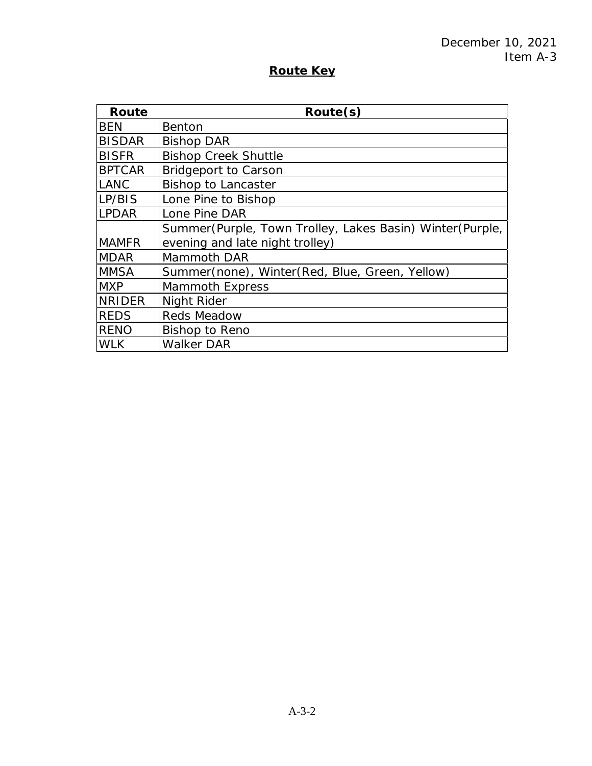December 10, 2021
Item A-3

## Route Key

| Route | Route(s) |
|---|---|
| BEN | Benton |
| BISDAR | Bishop DAR |
| BISFR | Bishop Creek Shuttle |
| BPTCAR | Bridgeport to Carson |
| LANC | Bishop to Lancaster |
| LP/BIS | Lone Pine to Bishop |
| LPDAR | Lone Pine DAR |
| MAMFR | Summer(Purple, Town Trolley, Lakes Basin) Winter(Purple, evening and late night trolley) |
| MDAR | Mammoth DAR |
| MMSA | Summer(none), Winter(Red, Blue, Green, Yellow) |
| MXP | Mammoth Express |
| NRIDER | Night Rider |
| REDS | Reds Meadow |
| RENO | Bishop to Reno |
| WLK | Walker DAR |